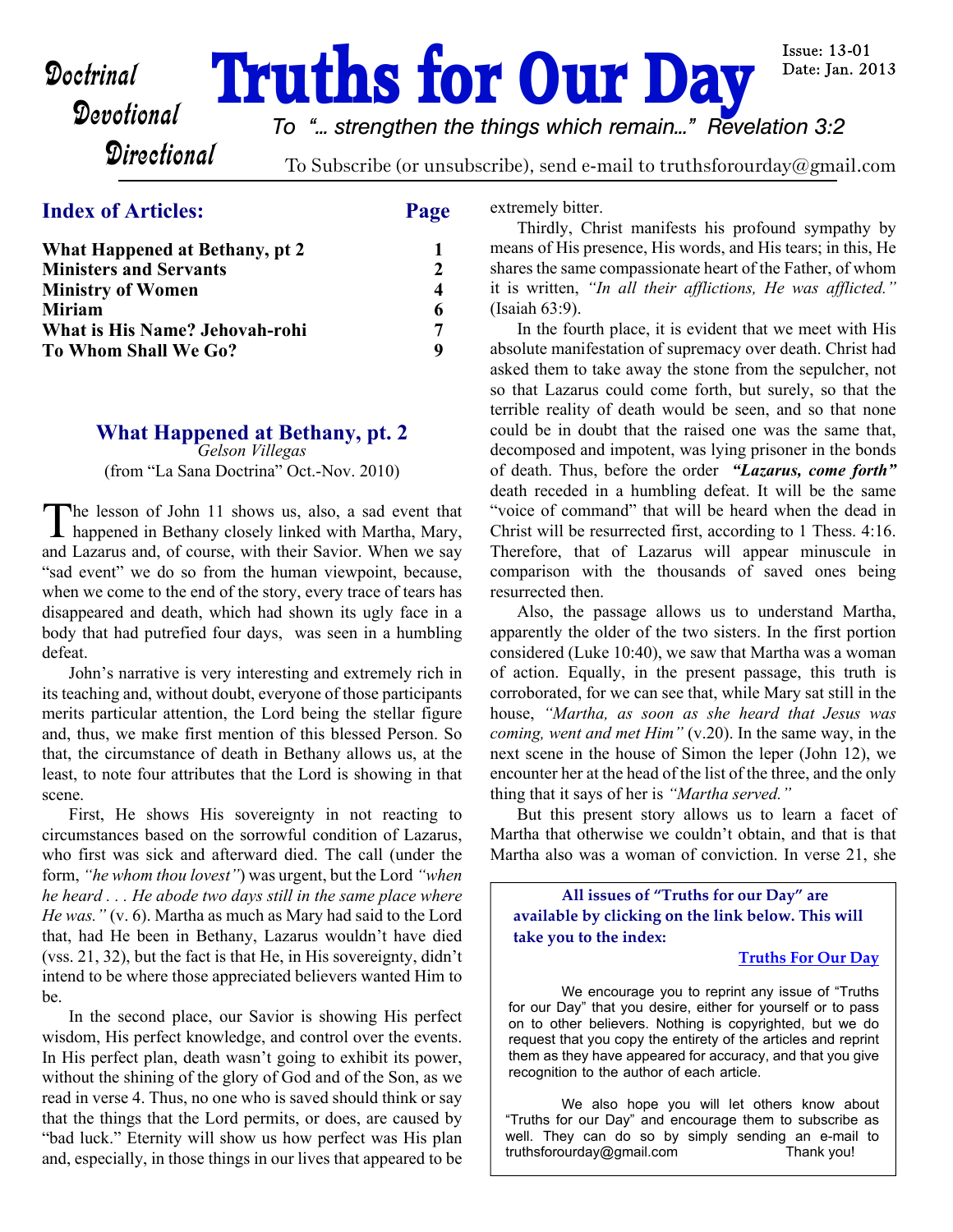# Truths for Our Day

Doctrinal
Devotional
Directional

Issue: 13-01
Date: Jan. 2013

*To "… strengthen the things which remain…" Revelation 3:2*

To Subscribe (or unsubscribe), send e-mail to truthsforourday@gmail.com

## Index of Articles:

| Article | Page |
|---|---|
| **What Happened at Bethany, pt 2** | **1** |
| **Ministers and Servants** | **2** |
| **Ministry of Women** | **4** |
| **Miriam** | **6** |
| **What is His Name? Jehovah-rohi** | **7** |
| **To Whom Shall We Go?** | **9** |

## What Happened at Bethany, pt. 2

*Gelson Villegas*

(from "La Sana Doctrina" Oct.-Nov. 2010)

The lesson of John 11 shows us, also, a sad event that happened in Bethany closely linked with Martha, Mary, and Lazarus and, of course, with their Savior. When we say "sad event" we do so from the human viewpoint, because, when we come to the end of the story, every trace of tears has disappeared and death, which had shown its ugly face in a body that had putrefied four days, was seen in a humbling defeat.

John's narrative is very interesting and extremely rich in its teaching and, without doubt, everyone of those participants merits particular attention, the Lord being the stellar figure and, thus, we make first mention of this blessed Person. So that, the circumstance of death in Bethany allows us, at the least, to note four attributes that the Lord is showing in that scene.

First, He shows His sovereignty in not reacting to circumstances based on the sorrowful condition of Lazarus, who first was sick and afterward died. The call (under the form, *"he whom thou lovest"*) was urgent, but the Lord *"when he heard . . . He abode two days still in the same place where He was."* (v. 6). Martha as much as Mary had said to the Lord that, had He been in Bethany, Lazarus wouldn't have died (vss. 21, 32), but the fact is that He, in His sovereignty, didn't intend to be where those appreciated believers wanted Him to be.

In the second place, our Savior is showing His perfect wisdom, His perfect knowledge, and control over the events. In His perfect plan, death wasn't going to exhibit its power, without the shining of the glory of God and of the Son, as we read in verse 4. Thus, no one who is saved should think or say that the things that the Lord permits, or does, are caused by "bad luck." Eternity will show us how perfect was His plan and, especially, in those things in our lives that appeared to be extremely bitter.

Thirdly, Christ manifests his profound sympathy by means of His presence, His words, and His tears; in this, He shares the same compassionate heart of the Father, of whom it is written, *"In all their afflictions, He was afflicted."* (Isaiah 63:9).

In the fourth place, it is evident that we meet with His absolute manifestation of supremacy over death. Christ had asked them to take away the stone from the sepulcher, not so that Lazarus could come forth, but surely, so that the terrible reality of death would be seen, and so that none could be in doubt that the raised one was the same that, decomposed and impotent, was lying prisoner in the bonds of death. Thus, before the order ***"Lazarus, come forth"*** death receded in a humbling defeat. It will be the same "voice of command" that will be heard when the dead in Christ will be resurrected first, according to 1 Thess. 4:16. Therefore, that of Lazarus will appear minuscule in comparison with the thousands of saved ones being resurrected then.

Also, the passage allows us to understand Martha, apparently the older of the two sisters. In the first portion considered (Luke 10:40), we saw that Martha was a woman of action. Equally, in the present passage, this truth is corroborated, for we can see that, while Mary sat still in the house, *"Martha, as soon as she heard that Jesus was coming, went and met Him"* (v.20). In the same way, in the next scene in the house of Simon the leper (John 12), we encounter her at the head of the list of the three, and the only thing that it says of her is *"Martha served."*

But this present story allows us to learn a facet of Martha that otherwise we couldn't obtain, and that is that Martha also was a woman of conviction. In verse 21, she

---

**All issues of "Truths for our Day" are available by clicking on the link below. This will take you to the index:**

**Truths For Our Day**

We encourage you to reprint any issue of "Truths for our Day" that you desire, either for yourself or to pass on to other believers. Nothing is copyrighted, but we do request that you copy the entirety of the articles and reprint them as they have appeared for accuracy, and that you give recognition to the author of each article.

We also hope you will let others know about "Truths for our Day" and encourage them to subscribe as well. They can do so by simply sending an e-mail to truthsforourday@gmail.com Thank you!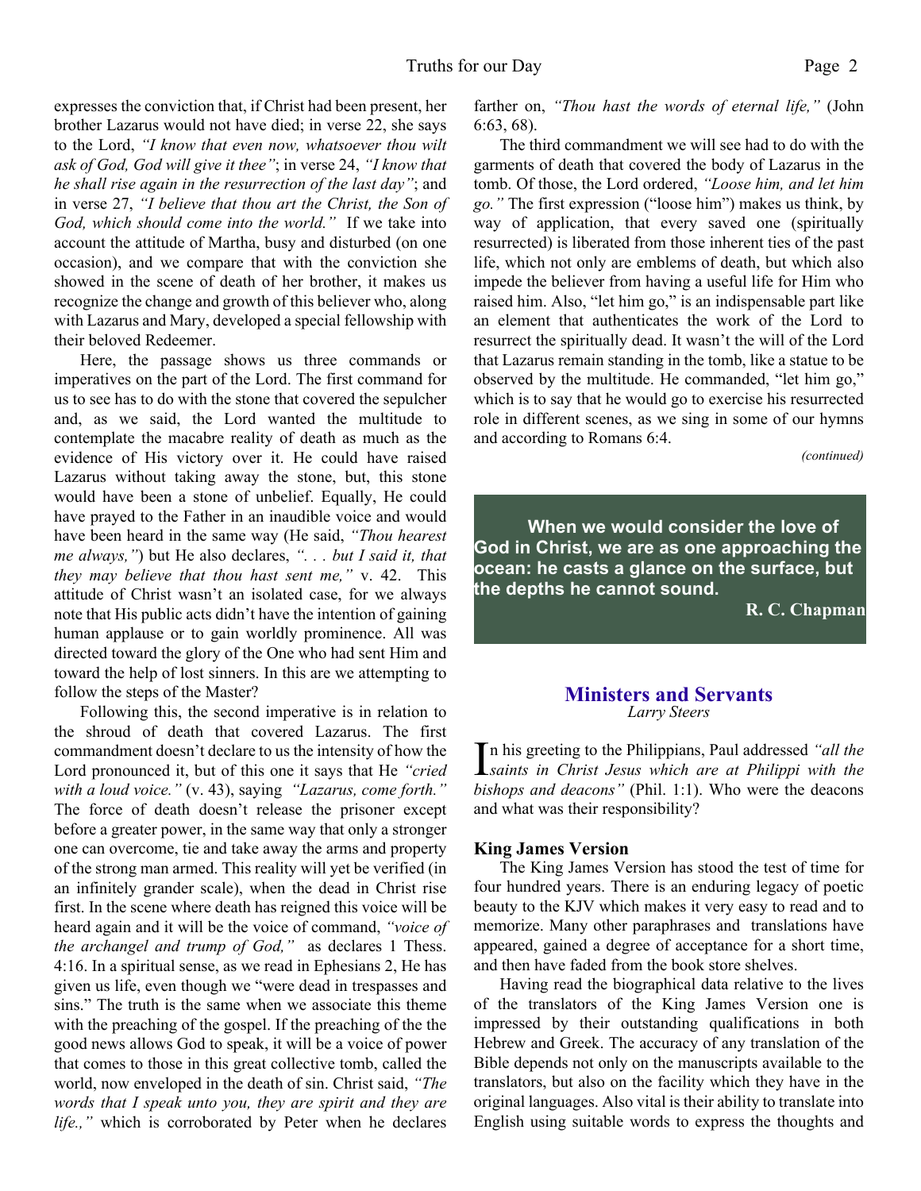expresses the conviction that, if Christ had been present, her brother Lazarus would not have died; in verse 22, she says to the Lord, *"I know that even now, whatsoever thou wilt ask of God, God will give it thee"*; in verse 24, *"I know that he shall rise again in the resurrection of the last day"*; and in verse 27, *"I believe that thou art the Christ, the Son of God, which should come into the world."* If we take into account the attitude of Martha, busy and disturbed (on one occasion), and we compare that with the conviction she showed in the scene of death of her brother, it makes us recognize the change and growth of this believer who, along with Lazarus and Mary, developed a special fellowship with their beloved Redeemer.

Here, the passage shows us three commands or imperatives on the part of the Lord. The first command for us to see has to do with the stone that covered the sepulcher and, as we said, the Lord wanted the multitude to contemplate the macabre reality of death as much as the evidence of His victory over it. He could have raised Lazarus without taking away the stone, but, this stone would have been a stone of unbelief. Equally, He could have prayed to the Father in an inaudible voice and would have been heard in the same way (He said, *"Thou hearest me always,"*) but He also declares, *". . . but I said it, that they may believe that thou hast sent me,"* v. 42. This attitude of Christ wasn't an isolated case, for we always note that His public acts didn't have the intention of gaining human applause or to gain worldly prominence. All was directed toward the glory of the One who had sent Him and toward the help of lost sinners. In this are we attempting to follow the steps of the Master?

Following this, the second imperative is in relation to the shroud of death that covered Lazarus. The first commandment doesn't declare to us the intensity of how the Lord pronounced it, but of this one it says that He *"cried with a loud voice."* (v. 43), saying *"Lazarus, come forth."* The force of death doesn't release the prisoner except before a greater power, in the same way that only a stronger one can overcome, tie and take away the arms and property of the strong man armed. This reality will yet be verified (in an infinitely grander scale), when the dead in Christ rise first. In the scene where death has reigned this voice will be heard again and it will be the voice of command, *"voice of the archangel and trump of God,"* as declares 1 Thess. 4:16. In a spiritual sense, as we read in Ephesians 2, He has given us life, even though we "were dead in trespasses and sins." The truth is the same when we associate this theme with the preaching of the gospel. If the preaching of the the good news allows God to speak, it will be a voice of power that comes to those in this great collective tomb, called the world, now enveloped in the death of sin. Christ said, *"The words that I speak unto you, they are spirit and they are life.,"* which is corroborated by Peter when he declares farther on, *"Thou hast the words of eternal life,"* (John 6:63, 68).

The third commandment we will see had to do with the garments of death that covered the body of Lazarus in the tomb. Of those, the Lord ordered, *"Loose him, and let him go."* The first expression ("loose him") makes us think, by way of application, that every saved one (spiritually resurrected) is liberated from those inherent ties of the past life, which not only are emblems of death, but which also impede the believer from having a useful life for Him who raised him. Also, "let him go," is an indispensable part like an element that authenticates the work of the Lord to resurrect the spiritually dead. It wasn't the will of the Lord that Lazarus remain standing in the tomb, like a statue to be observed by the multitude. He commanded, "let him go," which is to say that he would go to exercise his resurrected role in different scenes, as we sing in some of our hymns and according to Romans 6:4.

*(continued)*

> **When we would consider the love of God in Christ, we are as one approaching the ocean: he casts a glance on the surface, but the depths he cannot sound.**
>
> **R. C. Chapman**

## Ministers and Servants

*Larry Steers*

In his greeting to the Philippians, Paul addressed *"all the saints in Christ Jesus which are at Philippi with the bishops and deacons"* (Phil. 1:1). Who were the deacons and what was their responsibility?

### King James Version

The King James Version has stood the test of time for four hundred years. There is an enduring legacy of poetic beauty to the KJV which makes it very easy to read and to memorize. Many other paraphrases and translations have appeared, gained a degree of acceptance for a short time, and then have faded from the book store shelves.

Having read the biographical data relative to the lives of the translators of the King James Version one is impressed by their outstanding qualifications in both Hebrew and Greek. The accuracy of any translation of the Bible depends not only on the manuscripts available to the translators, but also on the facility which they have in the original languages. Also vital is their ability to translate into English using suitable words to express the thoughts and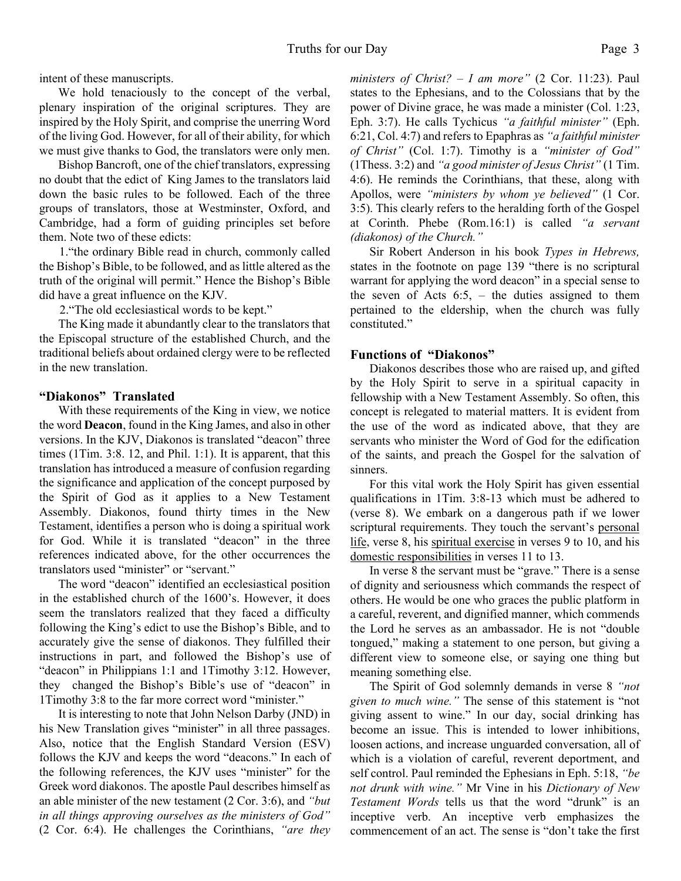intent of these manuscripts.

We hold tenaciously to the concept of the verbal, plenary inspiration of the original scriptures. They are inspired by the Holy Spirit, and comprise the unerring Word of the living God. However, for all of their ability, for which we must give thanks to God, the translators were only men.

Bishop Bancroft, one of the chief translators, expressing no doubt that the edict of King James to the translators laid down the basic rules to be followed. Each of the three groups of translators, those at Westminster, Oxford, and Cambridge, had a form of guiding principles set before them. Note two of these edicts:

1."the ordinary Bible read in church, commonly called the Bishop's Bible, to be followed, and as little altered as the truth of the original will permit." Hence the Bishop's Bible did have a great influence on the KJV.

2."The old ecclesiastical words to be kept."

The King made it abundantly clear to the translators that the Episcopal structure of the established Church, and the traditional beliefs about ordained clergy were to be reflected in the new translation.

### "Diakonos" Translated

With these requirements of the King in view, we notice the word **Deacon**, found in the King James, and also in other versions. In the KJV, Diakonos is translated "deacon" three times (1Tim. 3:8. 12, and Phil. 1:1). It is apparent, that this translation has introduced a measure of confusion regarding the significance and application of the concept purposed by the Spirit of God as it applies to a New Testament Assembly. Diakonos, found thirty times in the New Testament, identifies a person who is doing a spiritual work for God. While it is translated "deacon" in the three references indicated above, for the other occurrences the translators used "minister" or "servant."

The word "deacon" identified an ecclesiastical position in the established church of the 1600's. However, it does seem the translators realized that they faced a difficulty following the King's edict to use the Bishop's Bible, and to accurately give the sense of diakonos. They fulfilled their instructions in part, and followed the Bishop's use of "deacon" in Philippians 1:1 and 1Timothy 3:12. However, they changed the Bishop's Bible's use of "deacon" in 1Timothy 3:8 to the far more correct word "minister."

It is interesting to note that John Nelson Darby (JND) in his New Translation gives "minister" in all three passages. Also, notice that the English Standard Version (ESV) follows the KJV and keeps the word "deacons." In each of the following references, the KJV uses "minister" for the Greek word diakonos. The apostle Paul describes himself as an able minister of the new testament (2 Cor. 3:6), and *"but in all things approving ourselves as the ministers of God"* (2 Cor. 6:4). He challenges the Corinthians, *"are they ministers of Christ? – I am more"* (2 Cor. 11:23). Paul states to the Ephesians, and to the Colossians that by the power of Divine grace, he was made a minister (Col. 1:23, Eph. 3:7). He calls Tychicus *"a faithful minister"* (Eph. 6:21, Col. 4:7) and refers to Epaphras as *"a faithful minister of Christ"* (Col. 1:7). Timothy is a *"minister of God"* (1Thess. 3:2) and *"a good minister of Jesus Christ"* (1 Tim. 4:6). He reminds the Corinthians, that these, along with Apollos, were *"ministers by whom ye believed"* (1 Cor. 3:5). This clearly refers to the heralding forth of the Gospel at Corinth. Phebe (Rom.16:1) is called *"a servant (diakonos) of the Church."*

Sir Robert Anderson in his book *Types in Hebrews,* states in the footnote on page 139 "there is no scriptural warrant for applying the word deacon" in a special sense to the seven of Acts 6:5, – the duties assigned to them pertained to the eldership, when the church was fully constituted."

### Functions of "Diakonos"

Diakonos describes those who are raised up, and gifted by the Holy Spirit to serve in a spiritual capacity in fellowship with a New Testament Assembly. So often, this concept is relegated to material matters. It is evident from the use of the word as indicated above, that they are servants who minister the Word of God for the edification of the saints, and preach the Gospel for the salvation of sinners.

For this vital work the Holy Spirit has given essential qualifications in 1Tim. 3:8-13 which must be adhered to (verse 8). We embark on a dangerous path if we lower scriptural requirements. They touch the servant's <u>personal life</u>, verse 8, his <u>spiritual exercise</u> in verses 9 to 10, and his <u>domestic responsibilities</u> in verses 11 to 13.

In verse 8 the servant must be "grave." There is a sense of dignity and seriousness which commands the respect of others. He would be one who graces the public platform in a careful, reverent, and dignified manner, which commends the Lord he serves as an ambassador. He is not "double tongued," making a statement to one person, but giving a different view to someone else, or saying one thing but meaning something else.

The Spirit of God solemnly demands in verse 8 *"not given to much wine."* The sense of this statement is "not giving assent to wine." In our day, social drinking has become an issue. This is intended to lower inhibitions, loosen actions, and increase unguarded conversation, all of which is a violation of careful, reverent deportment, and self control. Paul reminded the Ephesians in Eph. 5:18, *"be not drunk with wine."* Mr Vine in his *Dictionary of New Testament Words* tells us that the word "drunk" is an inceptive verb. An inceptive verb emphasizes the commencement of an act. The sense is "don't take the first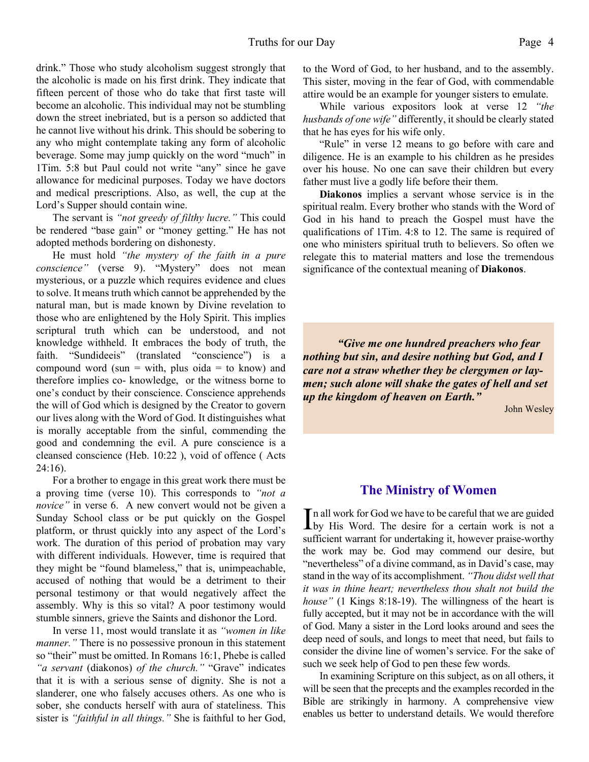drink." Those who study alcoholism suggest strongly that the alcoholic is made on his first drink. They indicate that fifteen percent of those who do take that first taste will become an alcoholic. This individual may not be stumbling down the street inebriated, but is a person so addicted that he cannot live without his drink. This should be sobering to any who might contemplate taking any form of alcoholic beverage. Some may jump quickly on the word "much" in 1Tim. 5:8 but Paul could not write "any" since he gave allowance for medicinal purposes. Today we have doctors and medical prescriptions. Also, as well, the cup at the Lord's Supper should contain wine.

The servant is *"not greedy of filthy lucre."* This could be rendered "base gain" or "money getting." He has not adopted methods bordering on dishonesty.

He must hold *"the mystery of the faith in a pure conscience"* (verse 9). "Mystery" does not mean mysterious, or a puzzle which requires evidence and clues to solve. It means truth which cannot be apprehended by the natural man, but is made known by Divine revelation to those who are enlightened by the Holy Spirit. This implies scriptural truth which can be understood, and not knowledge withheld. It embraces the body of truth, the faith. "Sundideeis" (translated "conscience") is a compound word (sun = with, plus oida = to know) and therefore implies co- knowledge, or the witness borne to one's conduct by their conscience. Conscience apprehends the will of God which is designed by the Creator to govern our lives along with the Word of God. It distinguishes what is morally acceptable from the sinful, commending the good and condemning the evil. A pure conscience is a cleansed conscience (Heb. 10:22 ), void of offence ( Acts 24:16).

For a brother to engage in this great work there must be a proving time (verse 10). This corresponds to *"not a novice"* in verse 6. A new convert would not be given a Sunday School class or be put quickly on the Gospel platform, or thrust quickly into any aspect of the Lord's work. The duration of this period of probation may vary with different individuals. However, time is required that they might be "found blameless," that is, unimpeachable, accused of nothing that would be a detriment to their personal testimony or that would negatively affect the assembly. Why is this so vital? A poor testimony would stumble sinners, grieve the Saints and dishonor the Lord.

In verse 11, most would translate it as *"women in like manner."* There is no possessive pronoun in this statement so "their" must be omitted. In Romans 16:1, Phebe is called *"a servant* (diakonos) *of the church."* "Grave" indicates that it is with a serious sense of dignity. She is not a slanderer, one who falsely accuses others. As one who is sober, she conducts herself with aura of stateliness. This sister is *"faithful in all things."* She is faithful to her God, to the Word of God, to her husband, and to the assembly. This sister, moving in the fear of God, with commendable attire would be an example for younger sisters to emulate.

While various expositors look at verse 12 *"the husbands of one wife"* differently, it should be clearly stated that he has eyes for his wife only.

"Rule" in verse 12 means to go before with care and diligence. He is an example to his children as he presides over his house. No one can save their children but every father must live a godly life before their them.

**Diakonos** implies a servant whose service is in the spiritual realm. Every brother who stands with the Word of God in his hand to preach the Gospel must have the qualifications of 1Tim. 4:8 to 12. The same is required of one who ministers spiritual truth to believers. So often we relegate this to material matters and lose the tremendous significance of the contextual meaning of **Diakonos**.

> ***"Give me one hundred preachers who fear nothing but sin, and desire nothing but God, and I care not a straw whether they be clergymen or laymen; such alone will shake the gates of hell and set up the kingdom of heaven on Earth."***
>
> John Wesley

## The Ministry of Women

In all work for God we have to be careful that we are guided by His Word. The desire for a certain work is not a sufficient warrant for undertaking it, however praise-worthy the work may be. God may commend our desire, but "nevertheless" of a divine command, as in David's case, may stand in the way of its accomplishment. *"Thou didst well that it was in thine heart; nevertheless thou shalt not build the house"* (1 Kings 8:18-19). The willingness of the heart is fully accepted, but it may not be in accordance with the will of God. Many a sister in the Lord looks around and sees the deep need of souls, and longs to meet that need, but fails to consider the divine line of women's service. For the sake of such we seek help of God to pen these few words.

In examining Scripture on this subject, as on all others, it will be seen that the precepts and the examples recorded in the Bible are strikingly in harmony. A comprehensive view enables us better to understand details. We would therefore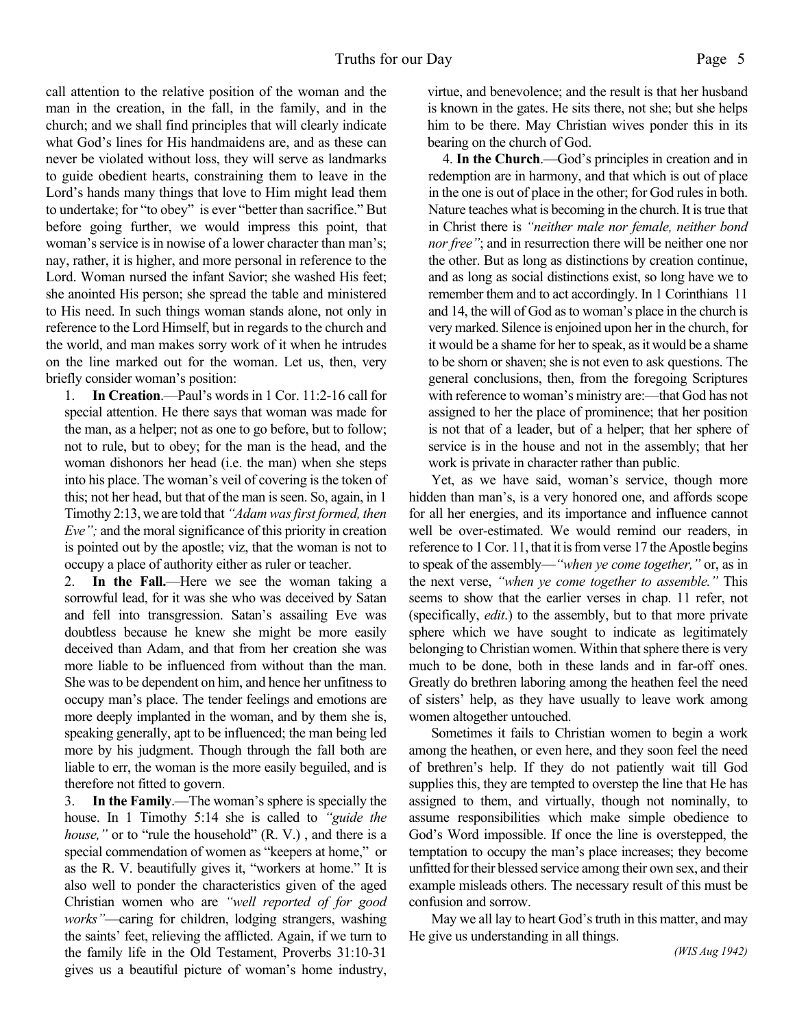call attention to the relative position of the woman and the man in the creation, in the fall, in the family, and in the church; and we shall find principles that will clearly indicate what God's lines for His handmaidens are, and as these can never be violated without loss, they will serve as landmarks to guide obedient hearts, constraining them to leave in the Lord's hands many things that love to Him might lead them to undertake; for "to obey" is ever "better than sacrifice." But before going further, we would impress this point, that woman's service is in nowise of a lower character than man's; nay, rather, it is higher, and more personal in reference to the Lord. Woman nursed the infant Savior; she washed His feet; she anointed His person; she spread the table and ministered to His need. In such things woman stands alone, not only in reference to the Lord Himself, but in regards to the church and the world, and man makes sorry work of it when he intrudes on the line marked out for the woman. Let us, then, very briefly consider woman's position:

1. **In Creation**.—Paul's words in 1 Cor. 11:2-16 call for special attention. He there says that woman was made for the man, as a helper; not as one to go before, but to follow; not to rule, but to obey; for the man is the head, and the woman dishonors her head (i.e. the man) when she steps into his place. The woman's veil of covering is the token of this; not her head, but that of the man is seen. So, again, in 1 Timothy 2:13, we are told that *"Adam was first formed, then Eve";* and the moral significance of this priority in creation is pointed out by the apostle; viz, that the woman is not to occupy a place of authority either as ruler or teacher.

2. **In the Fall.**—Here we see the woman taking a sorrowful lead, for it was she who was deceived by Satan and fell into transgression. Satan's assailing Eve was doubtless because he knew she might be more easily deceived than Adam, and that from her creation she was more liable to be influenced from without than the man. She was to be dependent on him, and hence her unfitness to occupy man's place. The tender feelings and emotions are more deeply implanted in the woman, and by them she is, speaking generally, apt to be influenced; the man being led more by his judgment. Though through the fall both are liable to err, the woman is the more easily beguiled, and is therefore not fitted to govern.

3. **In the Family**.—The woman's sphere is specially the house. In 1 Timothy 5:14 she is called to *"guide the house,"* or to "rule the household" (R. V.) , and there is a special commendation of women as "keepers at home," or as the R. V. beautifully gives it, "workers at home." It is also well to ponder the characteristics given of the aged Christian women who are *"well reported of for good works"*—caring for children, lodging strangers, washing the saints' feet, relieving the afflicted. Again, if we turn to the family life in the Old Testament, Proverbs 31:10-31 gives us a beautiful picture of woman's home industry, virtue, and benevolence; and the result is that her husband is known in the gates. He sits there, not she; but she helps him to be there. May Christian wives ponder this in its bearing on the church of God.

4. **In the Church**.—God's principles in creation and in redemption are in harmony, and that which is out of place in the one is out of place in the other; for God rules in both. Nature teaches what is becoming in the church. It is true that in Christ there is *"neither male nor female, neither bond nor free"*; and in resurrection there will be neither one nor the other. But as long as distinctions by creation continue, and as long as social distinctions exist, so long have we to remember them and to act accordingly. In 1 Corinthians 11 and 14, the will of God as to woman's place in the church is very marked. Silence is enjoined upon her in the church, for it would be a shame for her to speak, as it would be a shame to be shorn or shaven; she is not even to ask questions. The general conclusions, then, from the foregoing Scriptures with reference to woman's ministry are:—that God has not assigned to her the place of prominence; that her position is not that of a leader, but of a helper; that her sphere of service is in the house and not in the assembly; that her work is private in character rather than public.

Yet, as we have said, woman's service, though more hidden than man's, is a very honored one, and affords scope for all her energies, and its importance and influence cannot well be over-estimated. We would remind our readers, in reference to 1 Cor. 11, that it is from verse 17 the Apostle begins to speak of the assembly—*"when ye come together,"* or, as in the next verse, *"when ye come together to assemble."* This seems to show that the earlier verses in chap. 11 refer, not (specifically, *edit.*) to the assembly, but to that more private sphere which we have sought to indicate as legitimately belonging to Christian women. Within that sphere there is very much to be done, both in these lands and in far-off ones. Greatly do brethren laboring among the heathen feel the need of sisters' help, as they have usually to leave work among women altogether untouched.

Sometimes it fails to Christian women to begin a work among the heathen, or even here, and they soon feel the need of brethren's help. If they do not patiently wait till God supplies this, they are tempted to overstep the line that He has assigned to them, and virtually, though not nominally, to assume responsibilities which make simple obedience to God's Word impossible. If once the line is overstepped, the temptation to occupy the man's place increases; they become unfitted for their blessed service among their own sex, and their example misleads others. The necessary result of this must be confusion and sorrow.

May we all lay to heart God's truth in this matter, and may He give us understanding in all things.

*(WIS Aug 1942)*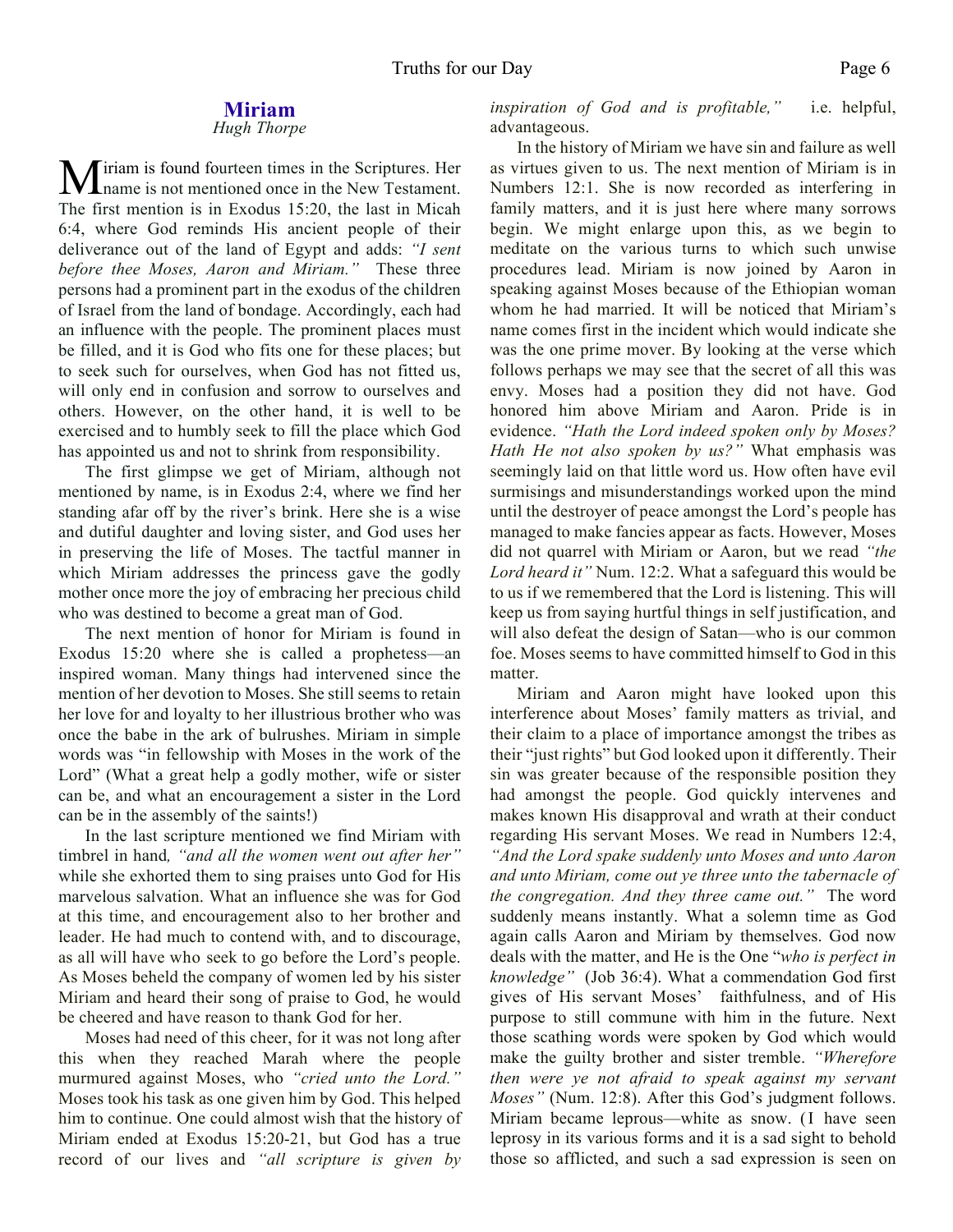## Miriam

*Hugh Thorpe*

Miriam is found fourteen times in the Scriptures. Her name is not mentioned once in the New Testament. The first mention is in Exodus 15:20, the last in Micah 6:4, where God reminds His ancient people of their deliverance out of the land of Egypt and adds: *"I sent before thee Moses, Aaron and Miriam."* These three persons had a prominent part in the exodus of the children of Israel from the land of bondage. Accordingly, each had an influence with the people. The prominent places must be filled, and it is God who fits one for these places; but to seek such for ourselves, when God has not fitted us, will only end in confusion and sorrow to ourselves and others. However, on the other hand, it is well to be exercised and to humbly seek to fill the place which God has appointed us and not to shrink from responsibility.

The first glimpse we get of Miriam, although not mentioned by name, is in Exodus 2:4, where we find her standing afar off by the river's brink. Here she is a wise and dutiful daughter and loving sister, and God uses her in preserving the life of Moses. The tactful manner in which Miriam addresses the princess gave the godly mother once more the joy of embracing her precious child who was destined to become a great man of God.

The next mention of honor for Miriam is found in Exodus 15:20 where she is called a prophetess—an inspired woman. Many things had intervened since the mention of her devotion to Moses. She still seems to retain her love for and loyalty to her illustrious brother who was once the babe in the ark of bulrushes. Miriam in simple words was "in fellowship with Moses in the work of the Lord" (What a great help a godly mother, wife or sister can be, and what an encouragement a sister in the Lord can be in the assembly of the saints!)

In the last scripture mentioned we find Miriam with timbrel in hand*, "and all the women went out after her"* while she exhorted them to sing praises unto God for His marvelous salvation. What an influence she was for God at this time, and encouragement also to her brother and leader. He had much to contend with, and to discourage, as all will have who seek to go before the Lord's people. As Moses beheld the company of women led by his sister Miriam and heard their song of praise to God, he would be cheered and have reason to thank God for her.

Moses had need of this cheer, for it was not long after this when they reached Marah where the people murmured against Moses, who *"cried unto the Lord."* Moses took his task as one given him by God. This helped him to continue. One could almost wish that the history of Miriam ended at Exodus 15:20-21, but God has a true record of our lives and *"all scripture is given by inspiration of God and is profitable,"* i.e. helpful, advantageous.

In the history of Miriam we have sin and failure as well as virtues given to us. The next mention of Miriam is in Numbers 12:1. She is now recorded as interfering in family matters, and it is just here where many sorrows begin. We might enlarge upon this, as we begin to meditate on the various turns to which such unwise procedures lead. Miriam is now joined by Aaron in speaking against Moses because of the Ethiopian woman whom he had married. It will be noticed that Miriam's name comes first in the incident which would indicate she was the one prime mover. By looking at the verse which follows perhaps we may see that the secret of all this was envy. Moses had a position they did not have. God honored him above Miriam and Aaron. Pride is in evidence. *"Hath the Lord indeed spoken only by Moses? Hath He not also spoken by us?"* What emphasis was seemingly laid on that little word us. How often have evil surmisings and misunderstandings worked upon the mind until the destroyer of peace amongst the Lord's people has managed to make fancies appear as facts. However, Moses did not quarrel with Miriam or Aaron, but we read *"the Lord heard it"* Num. 12:2. What a safeguard this would be to us if we remembered that the Lord is listening. This will keep us from saying hurtful things in self justification, and will also defeat the design of Satan—who is our common foe. Moses seems to have committed himself to God in this matter.

Miriam and Aaron might have looked upon this interference about Moses' family matters as trivial, and their claim to a place of importance amongst the tribes as their "just rights" but God looked upon it differently. Their sin was greater because of the responsible position they had amongst the people. God quickly intervenes and makes known His disapproval and wrath at their conduct regarding His servant Moses. We read in Numbers 12:4, *"And the Lord spake suddenly unto Moses and unto Aaron and unto Miriam, come out ye three unto the tabernacle of the congregation. And they three came out."* The word suddenly means instantly. What a solemn time as God again calls Aaron and Miriam by themselves. God now deals with the matter, and He is the One "*who is perfect in knowledge"* (Job 36:4). What a commendation God first gives of His servant Moses' faithfulness, and of His purpose to still commune with him in the future. Next those scathing words were spoken by God which would make the guilty brother and sister tremble. *"Wherefore then were ye not afraid to speak against my servant Moses"* (Num. 12:8). After this God's judgment follows. Miriam became leprous—white as snow. (I have seen leprosy in its various forms and it is a sad sight to behold those so afflicted, and such a sad expression is seen on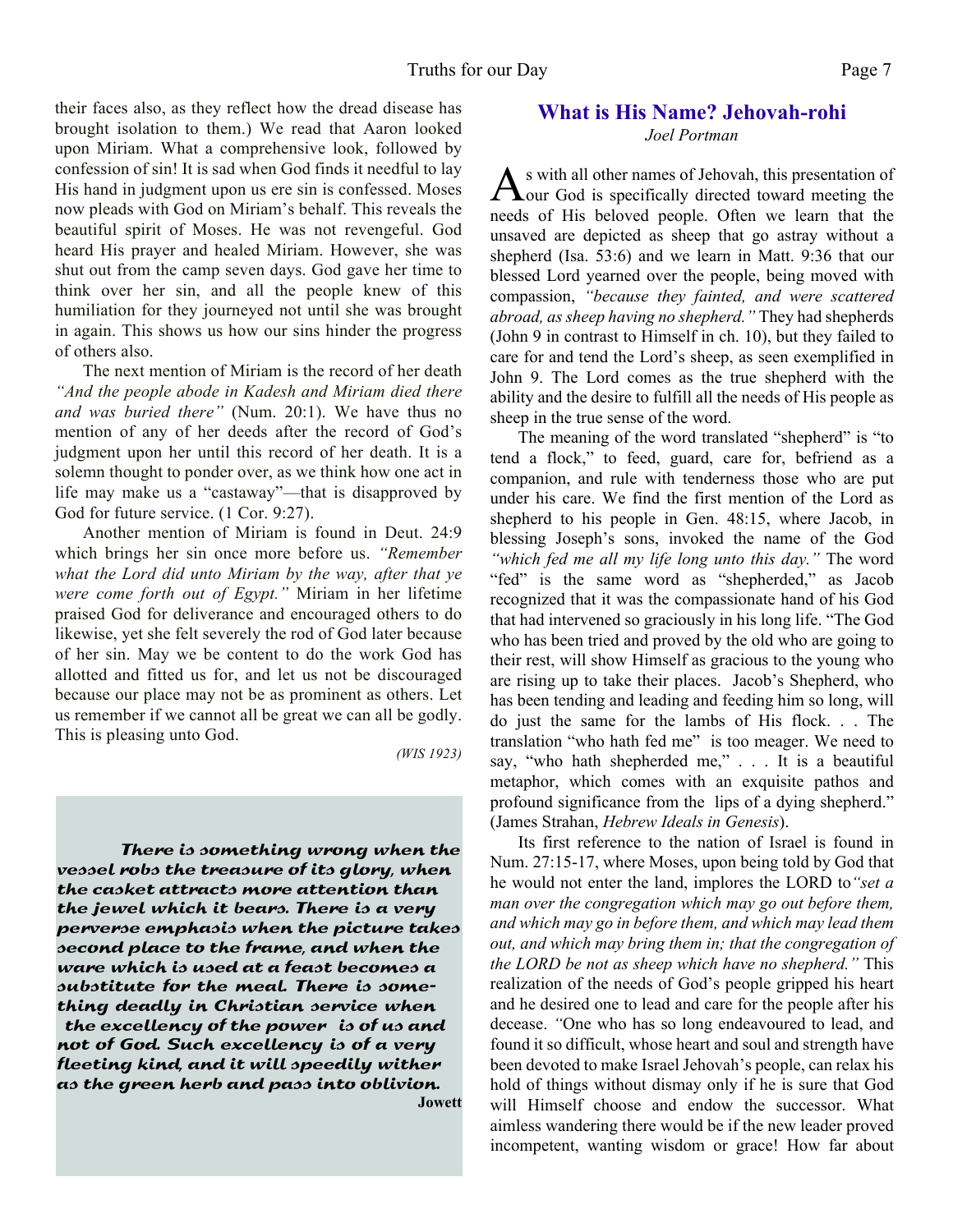their faces also, as they reflect how the dread disease has brought isolation to them.) We read that Aaron looked upon Miriam. What a comprehensive look, followed by confession of sin! It is sad when God finds it needful to lay His hand in judgment upon us ere sin is confessed. Moses now pleads with God on Miriam's behalf. This reveals the beautiful spirit of Moses. He was not revengeful. God heard His prayer and healed Miriam. However, she was shut out from the camp seven days. God gave her time to think over her sin, and all the people knew of this humiliation for they journeyed not until she was brought in again. This shows us how our sins hinder the progress of others also.

The next mention of Miriam is the record of her death *"And the people abode in Kadesh and Miriam died there and was buried there"* (Num. 20:1). We have thus no mention of any of her deeds after the record of God's judgment upon her until this record of her death. It is a solemn thought to ponder over, as we think how one act in life may make us a "castaway"—that is disapproved by God for future service. (1 Cor. 9:27).

Another mention of Miriam is found in Deut. 24:9 which brings her sin once more before us. *"Remember what the Lord did unto Miriam by the way, after that ye were come forth out of Egypt."* Miriam in her lifetime praised God for deliverance and encouraged others to do likewise, yet she felt severely the rod of God later because of her sin. May we be content to do the work God has allotted and fitted us for, and let us not be discouraged because our place may not be as prominent as others. Let us remember if we cannot all be great we can all be godly. This is pleasing unto God.

*(WIS 1923)*

> *There is something wrong when the vessel robs the treasure of its glory, when the casket attracts more attention than the jewel which it bears. There is a very perverse emphasis when the picture takes second place to the frame, and when the ware which is used at a feast becomes a substitute for the meal. There is something deadly in Christian service when the excellency of the power is of us and not of God. Such excellency is of a very fleeting kind, and it will speedily wither as the green herb and pass into oblivion.*
>
> **Jowett**

## What is His Name? Jehovah-rohi

*Joel Portman*

As with all other names of Jehovah, this presentation of our God is specifically directed toward meeting the needs of His beloved people. Often we learn that the unsaved are depicted as sheep that go astray without a shepherd (Isa. 53:6) and we learn in Matt. 9:36 that our blessed Lord yearned over the people, being moved with compassion, *"because they fainted, and were scattered abroad, as sheep having no shepherd."* They had shepherds (John 9 in contrast to Himself in ch. 10), but they failed to care for and tend the Lord's sheep, as seen exemplified in John 9. The Lord comes as the true shepherd with the ability and the desire to fulfill all the needs of His people as sheep in the true sense of the word.

The meaning of the word translated "shepherd" is "to tend a flock," to feed, guard, care for, befriend as a companion, and rule with tenderness those who are put under his care. We find the first mention of the Lord as shepherd to his people in Gen. 48:15, where Jacob, in blessing Joseph's sons, invoked the name of the God *"which fed me all my life long unto this day."* The word "fed" is the same word as "shepherded," as Jacob recognized that it was the compassionate hand of his God that had intervened so graciously in his long life. "The God who has been tried and proved by the old who are going to their rest, will show Himself as gracious to the young who are rising up to take their places. Jacob's Shepherd, who has been tending and leading and feeding him so long, will do just the same for the lambs of His flock. . . The translation "who hath fed me" is too meager. We need to say, "who hath shepherded me," . . . It is a beautiful metaphor, which comes with an exquisite pathos and profound significance from the lips of a dying shepherd." (James Strahan, *Hebrew Ideals in Genesis*).

Its first reference to the nation of Israel is found in Num. 27:15-17, where Moses, upon being told by God that he would not enter the land, implores the LORD to *"set a man over the congregation which may go out before them, and which may go in before them, and which may lead them out, and which may bring them in; that the congregation of the LORD be not as sheep which have no shepherd."* This realization of the needs of God's people gripped his heart and he desired one to lead and care for the people after his decease. "One who has so long endeavoured to lead, and found it so difficult, whose heart and soul and strength have been devoted to make Israel Jehovah's people, can relax his hold of things without dismay only if he is sure that God will Himself choose and endow the successor. What aimless wandering there would be if the new leader proved incompetent, wanting wisdom or grace! How far about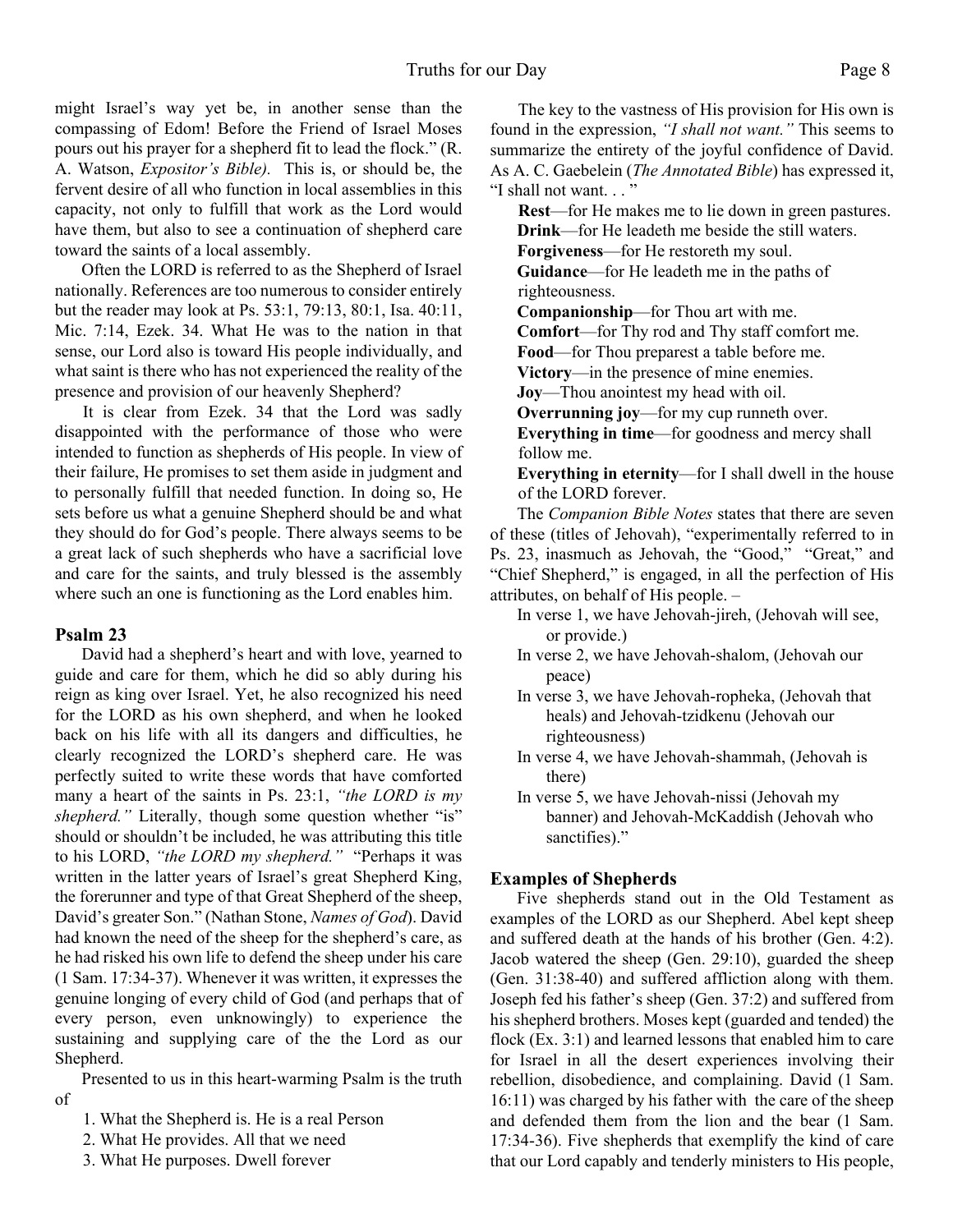might Israel's way yet be, in another sense than the compassing of Edom! Before the Friend of Israel Moses pours out his prayer for a shepherd fit to lead the flock." (R. A. Watson, *Expositor's Bible).* This is, or should be, the fervent desire of all who function in local assemblies in this capacity, not only to fulfill that work as the Lord would have them, but also to see a continuation of shepherd care toward the saints of a local assembly.

Often the LORD is referred to as the Shepherd of Israel nationally. References are too numerous to consider entirely but the reader may look at Ps. 53:1, 79:13, 80:1, Isa. 40:11, Mic. 7:14, Ezek. 34. What He was to the nation in that sense, our Lord also is toward His people individually, and what saint is there who has not experienced the reality of the presence and provision of our heavenly Shepherd?

It is clear from Ezek. 34 that the Lord was sadly disappointed with the performance of those who were intended to function as shepherds of His people. In view of their failure, He promises to set them aside in judgment and to personally fulfill that needed function. In doing so, He sets before us what a genuine Shepherd should be and what they should do for God's people. There always seems to be a great lack of such shepherds who have a sacrificial love and care for the saints, and truly blessed is the assembly where such an one is functioning as the Lord enables him.

### Psalm 23

David had a shepherd's heart and with love, yearned to guide and care for them, which he did so ably during his reign as king over Israel. Yet, he also recognized his need for the LORD as his own shepherd, and when he looked back on his life with all its dangers and difficulties, he clearly recognized the LORD's shepherd care. He was perfectly suited to write these words that have comforted many a heart of the saints in Ps. 23:1, *"the LORD is my shepherd."* Literally, though some question whether "is" should or shouldn't be included, he was attributing this title to his LORD, *"the LORD my shepherd."* "Perhaps it was written in the latter years of Israel's great Shepherd King, the forerunner and type of that Great Shepherd of the sheep, David's greater Son." (Nathan Stone, *Names of God*). David had known the need of the sheep for the shepherd's care, as he had risked his own life to defend the sheep under his care (1 Sam. 17:34-37). Whenever it was written, it expresses the genuine longing of every child of God (and perhaps that of every person, even unknowingly) to experience the sustaining and supplying care of the the Lord as our Shepherd.

Presented to us in this heart-warming Psalm is the truth of

1. What the Shepherd is. He is a real Person
2. What He provides. All that we need
3. What He purposes. Dwell forever

The key to the vastness of His provision for His own is found in the expression, *"I shall not want."* This seems to summarize the entirety of the joyful confidence of David. As A. C. Gaebelein (*The Annotated Bible*) has expressed it, "I shall not want. . . "

**Rest**—for He makes me to lie down in green pastures.
**Drink**—for He leadeth me beside the still waters.
**Forgiveness**—for He restoreth my soul.
**Guidance**—for He leadeth me in the paths of righteousness.
**Companionship**—for Thou art with me.
**Comfort**—for Thy rod and Thy staff comfort me.
**Food**—for Thou preparest a table before me.
**Victory**—in the presence of mine enemies.
**Joy**—Thou anointest my head with oil.
**Overrunning joy**—for my cup runneth over.
**Everything in time**—for goodness and mercy shall follow me.
**Everything in eternity**—for I shall dwell in the house of the LORD forever.

The *Companion Bible Notes* states that there are seven of these (titles of Jehovah), "experimentally referred to in Ps. 23, inasmuch as Jehovah, the "Good," "Great," and "Chief Shepherd," is engaged, in all the perfection of His attributes, on behalf of His people. –

In verse 1, we have Jehovah-jireh, (Jehovah will see, or provide.)
In verse 2, we have Jehovah-shalom, (Jehovah our peace)
In verse 3, we have Jehovah-ropheka, (Jehovah that heals) and Jehovah-tzidkenu (Jehovah our righteousness)
In verse 4, we have Jehovah-shammah, (Jehovah is there)
In verse 5, we have Jehovah-nissi (Jehovah my banner) and Jehovah-McKaddish (Jehovah who sanctifies)."

### Examples of Shepherds

Five shepherds stand out in the Old Testament as examples of the LORD as our Shepherd. Abel kept sheep and suffered death at the hands of his brother (Gen. 4:2). Jacob watered the sheep (Gen. 29:10), guarded the sheep (Gen. 31:38-40) and suffered affliction along with them. Joseph fed his father's sheep (Gen. 37:2) and suffered from his shepherd brothers. Moses kept (guarded and tended) the flock (Ex. 3:1) and learned lessons that enabled him to care for Israel in all the desert experiences involving their rebellion, disobedience, and complaining. David (1 Sam. 16:11) was charged by his father with the care of the sheep and defended them from the lion and the bear (1 Sam. 17:34-36). Five shepherds that exemplify the kind of care that our Lord capably and tenderly ministers to His people,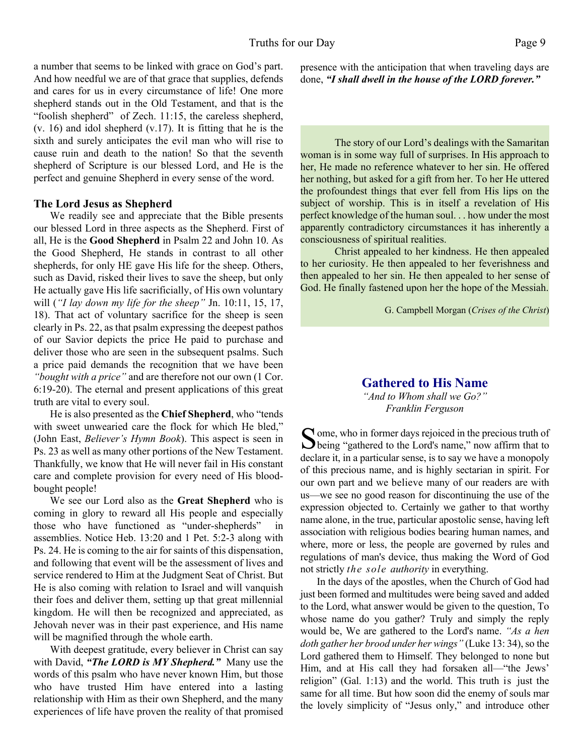a number that seems to be linked with grace on God's part. And how needful we are of that grace that supplies, defends and cares for us in every circumstance of life! One more shepherd stands out in the Old Testament, and that is the "foolish shepherd" of Zech. 11:15, the careless shepherd, (v. 16) and idol shepherd (v.17). It is fitting that he is the sixth and surely anticipates the evil man who will rise to cause ruin and death to the nation! So that the seventh shepherd of Scripture is our blessed Lord, and He is the perfect and genuine Shepherd in every sense of the word.

### The Lord Jesus as Shepherd

We readily see and appreciate that the Bible presents our blessed Lord in three aspects as the Shepherd. First of all, He is the **Good Shepherd** in Psalm 22 and John 10. As the Good Shepherd, He stands in contrast to all other shepherds, for only HE gave His life for the sheep. Others, such as David, risked their lives to save the sheep, but only He actually gave His life sacrificially, of His own voluntary will (*"I lay down my life for the sheep"* Jn. 10:11, 15, 17, 18). That act of voluntary sacrifice for the sheep is seen clearly in Ps. 22, as that psalm expressing the deepest pathos of our Savior depicts the price He paid to purchase and deliver those who are seen in the subsequent psalms. Such a price paid demands the recognition that we have been *"bought with a price"* and are therefore not our own (1 Cor. 6:19-20). The eternal and present applications of this great truth are vital to every soul.

He is also presented as the **Chief Shepherd**, who "tends with sweet unwearied care the flock for which He bled," (John East, *Believer's Hymn Book*). This aspect is seen in Ps. 23 as well as many other portions of the New Testament. Thankfully, we know that He will never fail in His constant care and complete provision for every need of His blood-bought people!

We see our Lord also as the **Great Shepherd** who is coming in glory to reward all His people and especially those who have functioned as "under-shepherds" in assemblies. Notice Heb. 13:20 and 1 Pet. 5:2-3 along with Ps. 24. He is coming to the air for saints of this dispensation, and following that event will be the assessment of lives and service rendered to Him at the Judgment Seat of Christ. But He is also coming with relation to Israel and will vanquish their foes and deliver them, setting up that great millennial kingdom. He will then be recognized and appreciated, as Jehovah never was in their past experience, and His name will be magnified through the whole earth.

With deepest gratitude, every believer in Christ can say with David, ***"The LORD is MY Shepherd."*** Many use the words of this psalm who have never known Him, but those who have trusted Him have entered into a lasting relationship with Him as their own Shepherd, and the many experiences of life have proven the reality of that promised presence with the anticipation that when traveling days are done, ***"I shall dwell in the house of the LORD forever."***

> The story of our Lord's dealings with the Samaritan woman is in some way full of surprises. In His approach to her, He made no reference whatever to her sin. He offered her nothing, but asked for a gift from her. To her He uttered the profoundest things that ever fell from His lips on the subject of worship. This is in itself a revelation of His perfect knowledge of the human soul. . . how under the most apparently contradictory circumstances it has inherently a consciousness of spiritual realities.
>
> Christ appealed to her kindness. He then appealed to her curiosity. He then appealed to her feverishness and then appealed to her sin. He then appealed to her sense of God. He finally fastened upon her the hope of the Messiah.
>
> G. Campbell Morgan (*Crises of the Christ*)

## Gathered to His Name

*"And to Whom shall we Go?"*

*Franklin Ferguson*

Some, who in former days rejoiced in the precious truth of being "gathered to the Lord's name," now affirm that to declare it, in a particular sense, is to say we have a monopoly of this precious name, and is highly sectarian in spirit. For our own part and we believe many of our readers are with us—we see no good reason for discontinuing the use of the expression objected to. Certainly we gather to that worthy name alone, in the true, particular apostolic sense, having left association with religious bodies bearing human names, and where, more or less, the people are governed by rules and regulations of man's device, thus making the Word of God not strictly *the sole authority* in everything.

In the days of the apostles, when the Church of God had just been formed and multitudes were being saved and added to the Lord, what answer would be given to the question, To whose name do you gather? Truly and simply the reply would be, We are gathered to the Lord's name. *"As a hen doth gather her brood under her wings"* (Luke 13: 34), so the Lord gathered them to Himself. They belonged to none but Him, and at His call they had forsaken all—"the Jews' religion" (Gal. 1:13) and the world. This truth is just the same for all time. But how soon did the enemy of souls mar the lovely simplicity of "Jesus only," and introduce other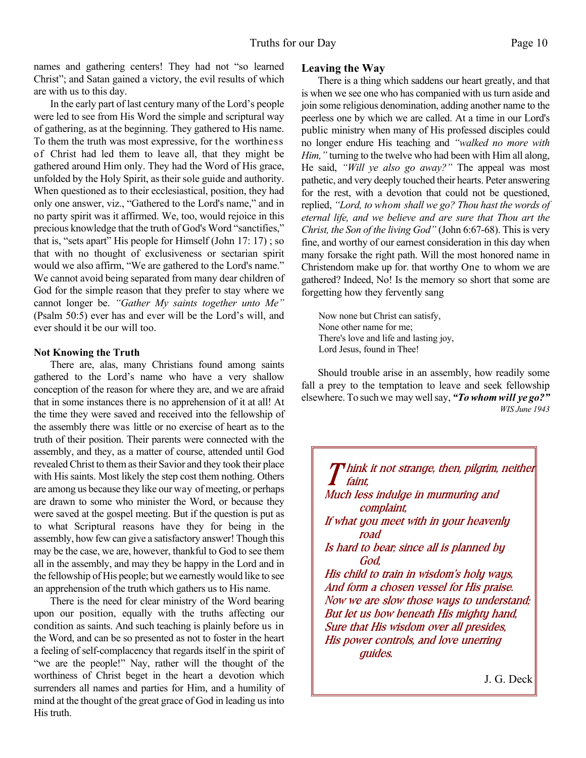names and gathering centers! They had not "so learned Christ"; and Satan gained a victory, the evil results of which are with us to this day.

In the early part of last century many of the Lord's people were led to see from His Word the simple and scriptural way of gathering, as at the beginning. They gathered to His name. To them the truth was most expressive, for the worthiness of Christ had led them to leave all, that they might be gathered around Him only. They had the Word of His grace, unfolded by the Holy Spirit, as their sole guide and authority. When questioned as to their ecclesiastical, position, they had only one answer, viz., "Gathered to the Lord's name," and in no party spirit was it affirmed. We, too, would rejoice in this precious knowledge that the truth of God's Word "sanctifies," that is, "sets apart" His people for Himself (John 17: 17) ; so that with no thought of exclusiveness or sectarian spirit would we also affirm, "We are gathered to the Lord's name." We cannot avoid being separated from many dear children of God for the simple reason that they prefer to stay where we cannot longer be. *"Gather My saints together unto Me"* (Psalm 50:5) ever has and ever will be the Lord's will, and ever should it be our will too.

### Not Knowing the Truth

There are, alas, many Christians found among saints gathered to the Lord's name who have a very shallow conception of the reason for where they are, and we are afraid that in some instances there is no apprehension of it at all! At the time they were saved and received into the fellowship of the assembly there was little or no exercise of heart as to the truth of their position. Their parents were connected with the assembly, and they, as a matter of course, attended until God revealed Christ to them as their Savior and they took their place with His saints. Most likely the step cost them nothing. Others are among us because they like our way of meeting, or perhaps are drawn to some who minister the Word, or because they were saved at the gospel meeting. But if the question is put as to what Scriptural reasons have they for being in the assembly, how few can give a satisfactory answer! Though this may be the case, we are, however, thankful to God to see them all in the assembly, and may they be happy in the Lord and in the fellowship of His people; but we earnestly would like to see an apprehension of the truth which gathers us to His name.

There is the need for clear ministry of the Word bearing upon our position, equally with the truths affecting our condition as saints. And such teaching is plainly before us in the Word, and can be so presented as not to foster in the heart a feeling of self-complacency that regards itself in the spirit of "we are the people!" Nay, rather will the thought of the worthiness of Christ beget in the heart a devotion which surrenders all names and parties for Him, and a humility of mind at the thought of the great grace of God in leading us into His truth.

### Leaving the Way

There is a thing which saddens our heart greatly, and that is when we see one who has companied with us turn aside and join some religious denomination, adding another name to the peerless one by which we are called. At a time in our Lord's public ministry when many of His professed disciples could no longer endure His teaching and *"walked no more with Him,"* turning to the twelve who had been with Him all along, He said, *"Will ye also go away?"* The appeal was most pathetic, and very deeply touched their hearts. Peter answering for the rest, with a devotion that could not be questioned, replied, *"Lord, to whom shall we go? Thou hast the words of eternal life, and we believe and are sure that Thou art the Christ, the Son of the living God"* (John 6:67-68). This is very fine, and worthy of our earnest consideration in this day when many forsake the right path. Will the most honored name in Christendom make up for. that worthy One to whom we are gathered? Indeed, No! Is the memory so short that some are forgetting how they fervently sang

Now none but Christ can satisfy,
None other name for me;
There's love and life and lasting joy,
Lord Jesus, found in Thee!

Should trouble arise in an assembly, how readily some fall a prey to the temptation to leave and seek fellowship elsewhere. To such we may well say, ***"To whom will ye go?"***

*WIS June 1943*

*Think it not strange, then, pilgrim, neither faint,*
*Much less indulge in murmuring and complaint,*
*If what you meet with in your heavenly road*
*Is hard to bear; since all is planned by God,*
*His child to train in wisdom's holy ways,*
*And form a chosen vessel for His praise.*
*Now we are slow those ways to understand;*
*But let us bow beneath His mighty hand,*
*Sure that His wisdom over all presides,*
*His power controls, and love unerring guides.*

J. G. Deck